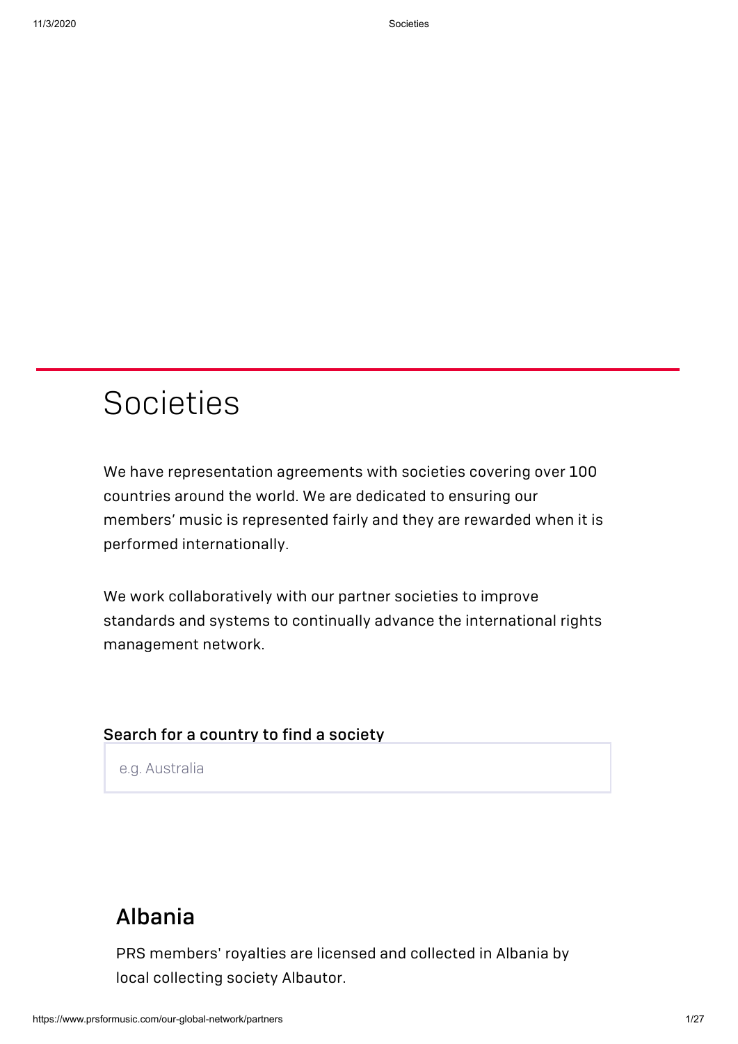# Societies

We have representation agreements with societies covering over 100 countries around the world. We are dedicated to ensuring our members' music is represented fairly and they are rewarded when it is performed internationally.

We work collaboratively with our partner societies to improve standards and systems to continually advance the international rights management network.

**Search for a country to find a society**

e.g. Australia

## Albania

PRS members' royalties are licensed and collected in Albania by local collecting society Albautor.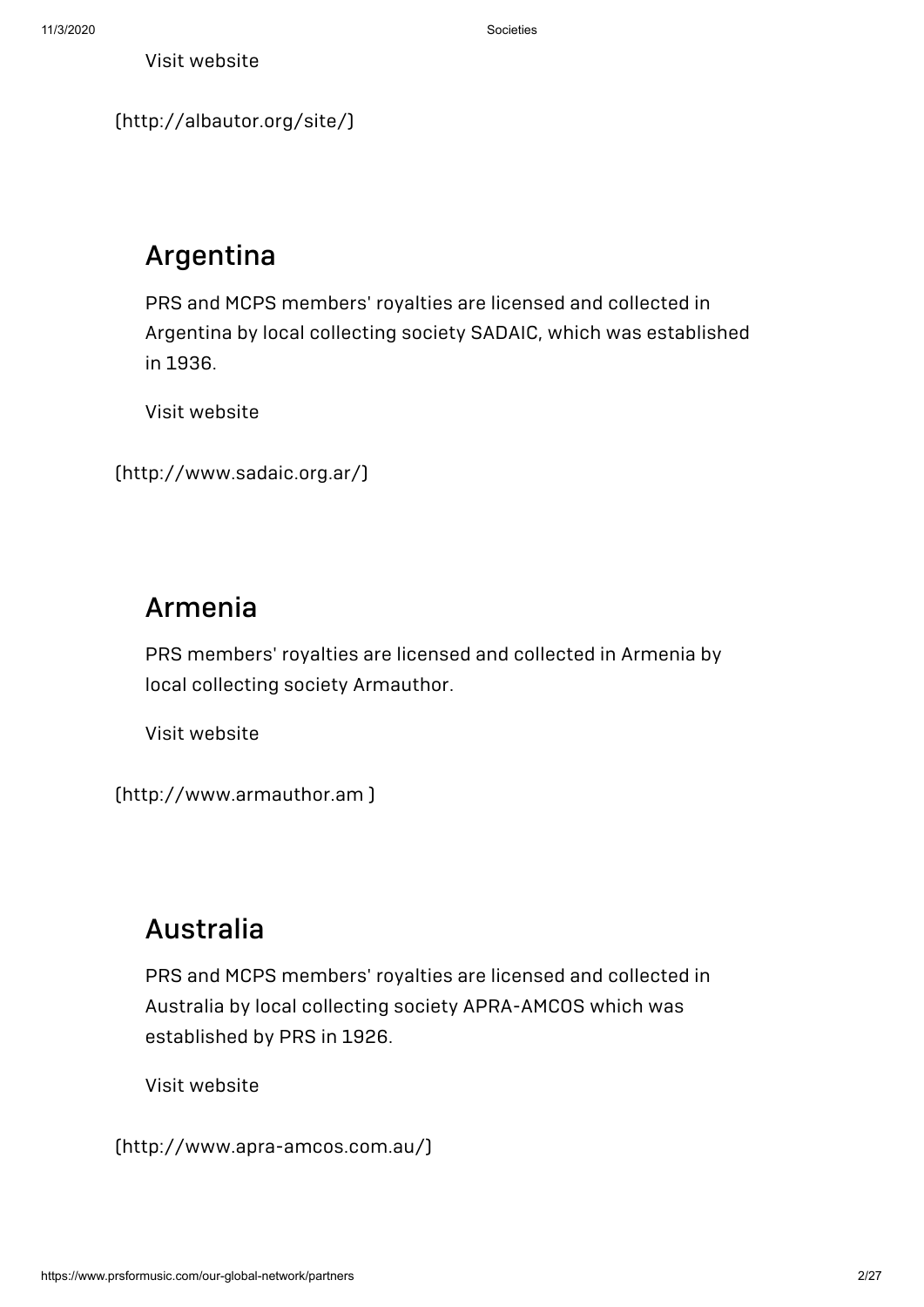Visit website

(http://albautor.org/site/)

## Argentina

PRS and MCPS members' royalties are licensed and collected in Argentina by local collecting society SADAIC, which was established in 1936.

Visit website

(http://www.sadaic.org.ar/)

## Armenia

PRS members' royalties are licensed and collected in Armenia by local collecting society Armauthor.

Visit website

(http://www.armauthor.am )

## Australia

PRS and MCPS members' royalties are licensed and collected in Australia by local collecting society APRA-AMCOS which was established by PRS in 1926.

Visit website

(http://www.apra-amcos.com.au/)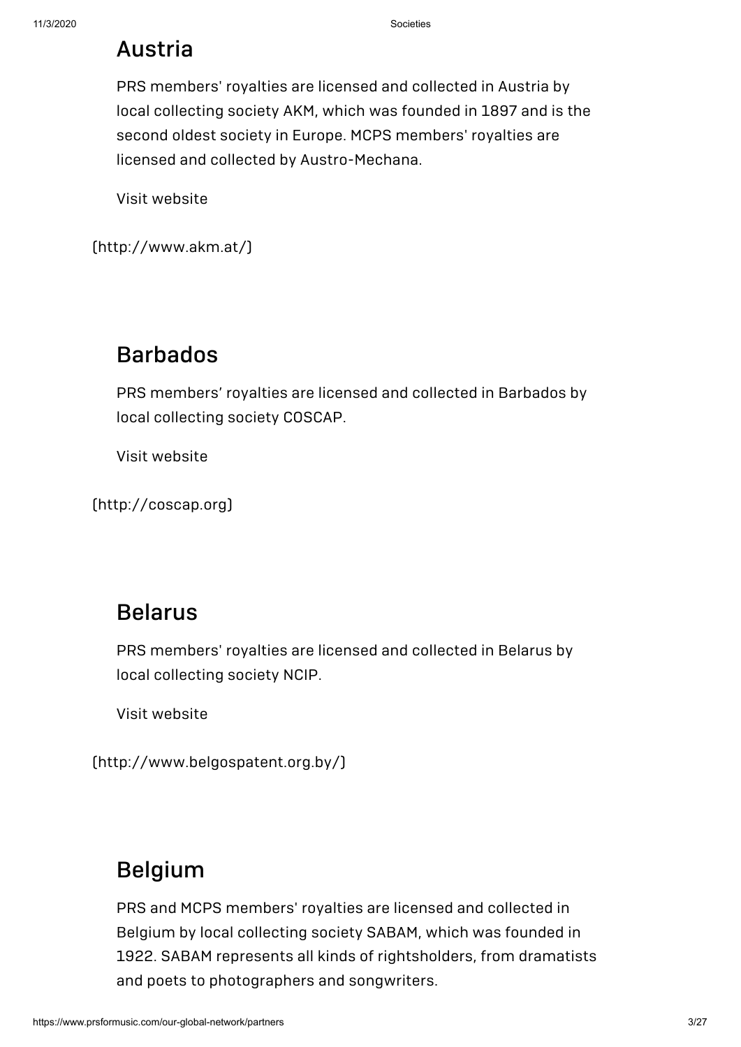## Austria

PRS members' royalties are licensed and collected in Austria by local collecting society AKM, which was founded in 1897 and is the second oldest society in Europe. MCPS members' royalties are licensed and collected by Austro-Mechana.

Visit website

(http://www.akm.at/)

## Barbados

PRS members' royalties are licensed and collected in Barbados by local collecting society COSCAP.

Visit website

(http://coscap.org)

## Belarus

PRS members' royalties are licensed and collected in Belarus by local collecting society NCIP.

Visit website

(http://www.belgospatent.org.by/)

## Belgium

PRS and MCPS members' royalties are licensed and collected in Belgium by local collecting society SABAM, which was founded in 1922. SABAM represents all kinds of rightsholders, from dramatists and poets to photographers and songwriters.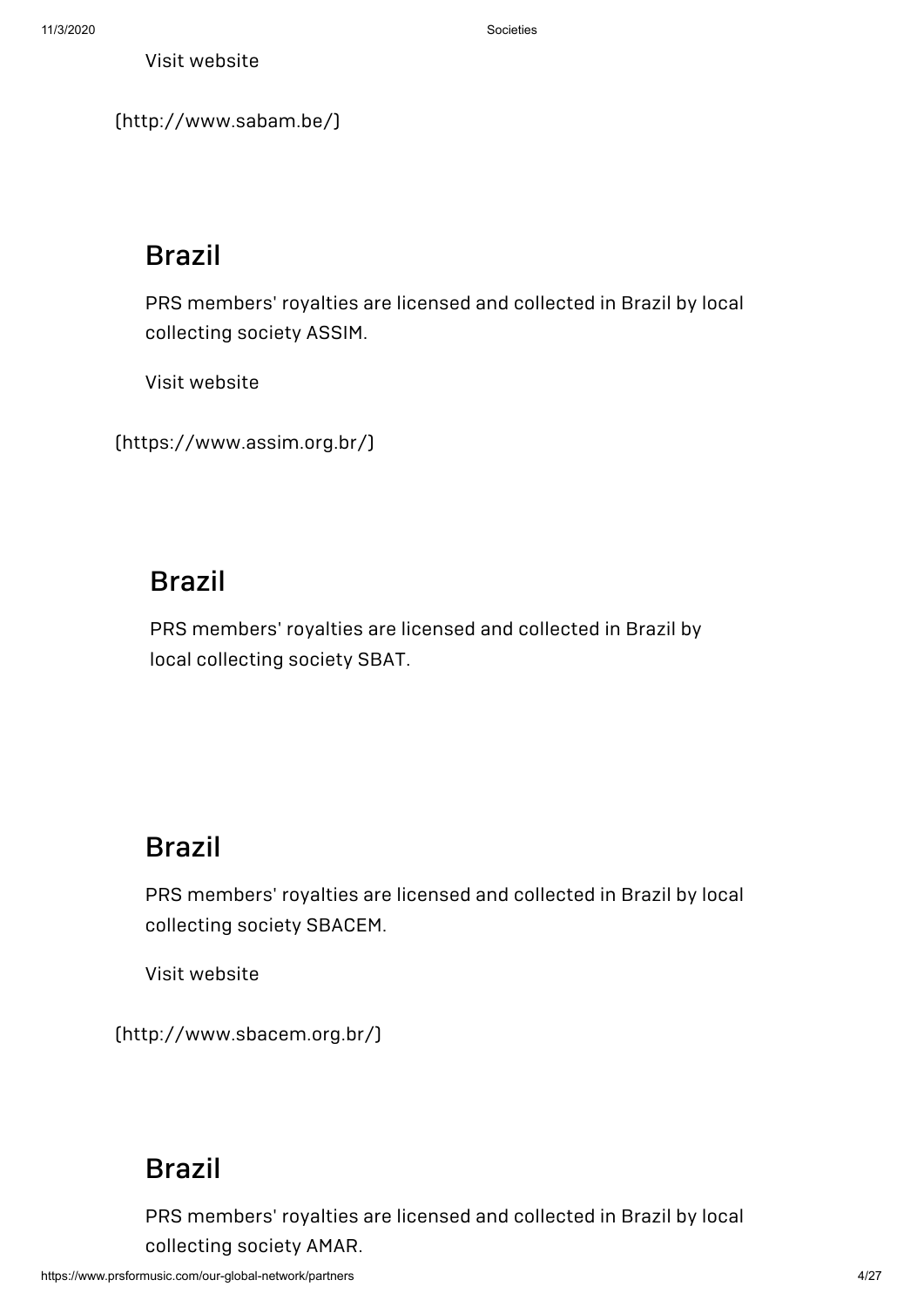Visit website

(http://www.sabam.be/)

## Brazil

PRS members' royalties are licensed and collected in Brazil by local collecting society ASSIM.

Visit website

(https://www.assim.org.br/)

## Brazil

PRS members' royalties are licensed and collected in Brazil by local collecting society SBAT.

## Brazil

PRS members' royalties are licensed and collected in Brazil by local collecting society SBACEM.

Visit website

(http://www.sbacem.org.br/)

## Brazil

PRS members' royalties are licensed and collected in Brazil by local collecting society AMAR.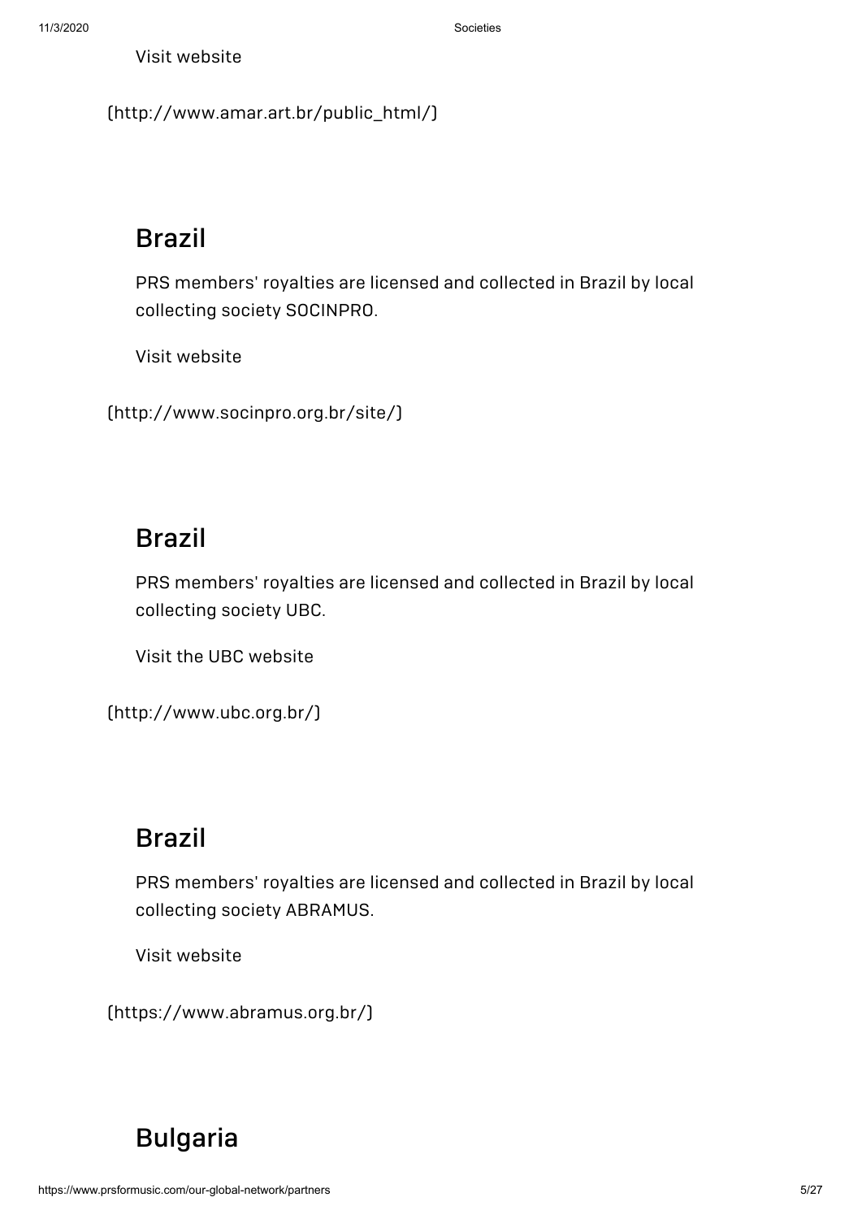Visit website

(http://www.amar.art.br/public_html/)

## Brazil

PRS members' royalties are licensed and collected in Brazil by local collecting society SOCINPRO.

Visit website

(http://www.socinpro.org.br/site/)

## Brazil

PRS members' royalties are licensed and collected in Brazil by local collecting society UBC.

Visit the UBC website

(http://www.ubc.org.br/)

## Brazil

PRS members' royalties are licensed and collected in Brazil by local collecting society ABRAMUS.

Visit website

(https://www.abramus.org.br/)

## Bulgaria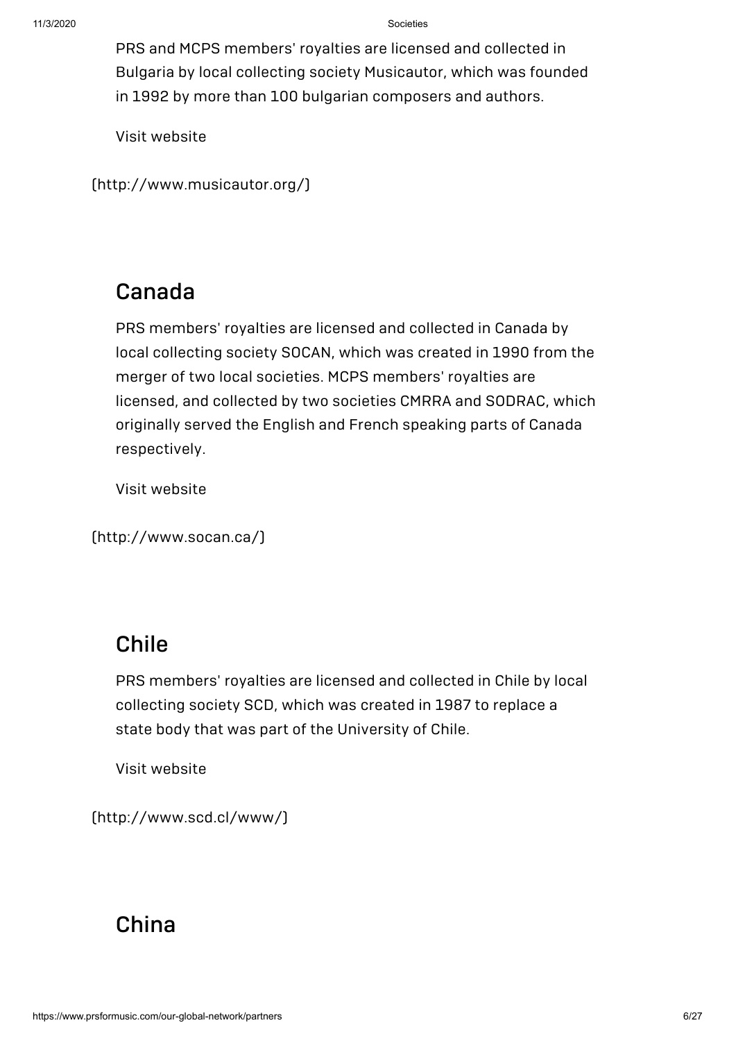PRS and MCPS members' royalties are licensed and collected in Bulgaria by local collecting society Musicautor, which was founded in 1992 by more than 100 bulgarian composers and authors.

Visit website

(http://www.musicautor.org/)

## Canada

PRS members' royalties are licensed and collected in Canada by local collecting society SOCAN, which was created in 1990 from the merger of two local societies. MCPS members' royalties are licensed, and collected by two societies CMRRA and SODRAC, which originally served the English and French speaking parts of Canada respectively.

Visit website

(http://www.socan.ca/)

## Chile

PRS members' royalties are licensed and collected in Chile by local collecting society SCD, which was created in 1987 to replace a state body that was part of the University of Chile.

Visit website

(http://www.scd.cl/www/)

## China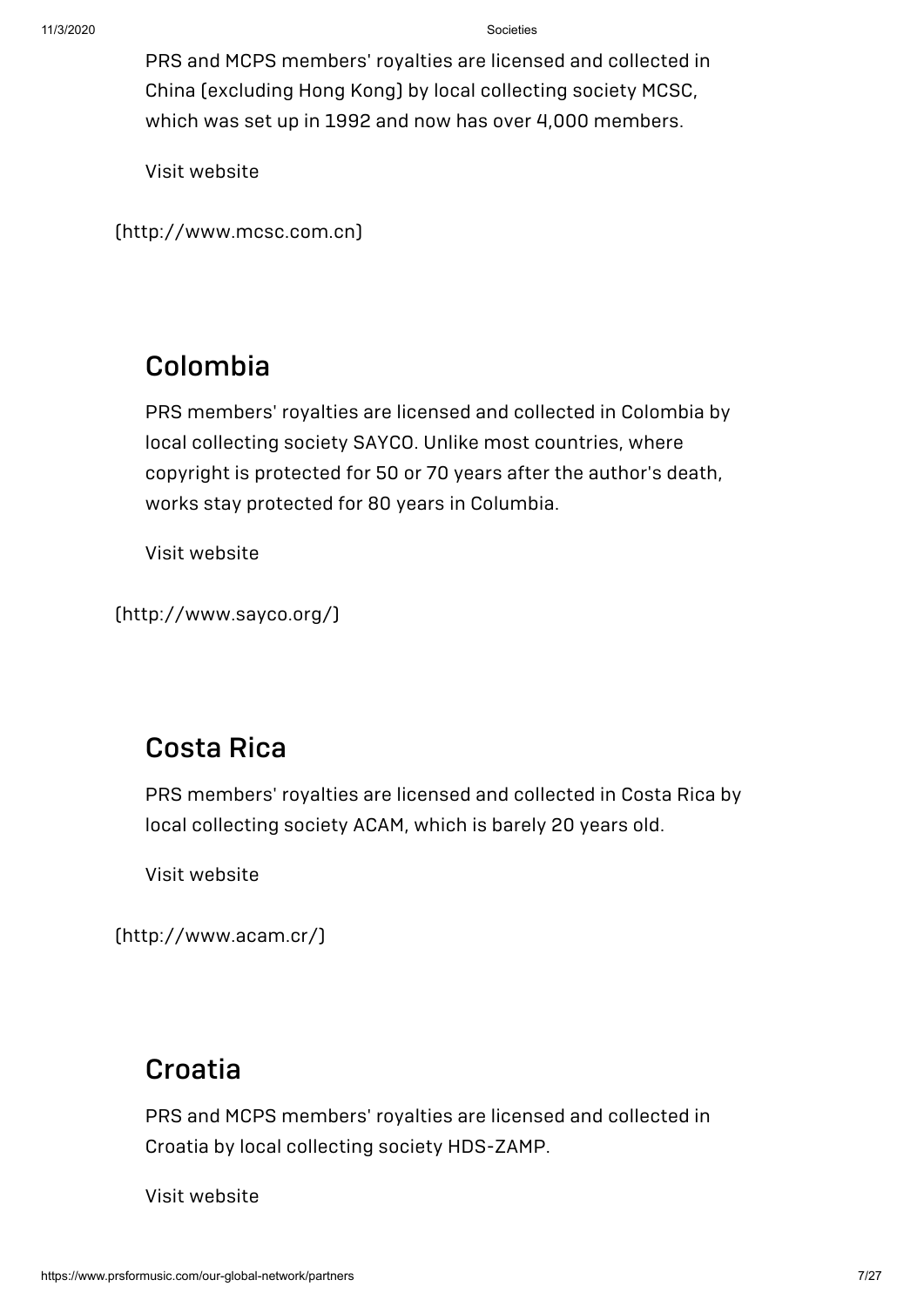PRS and MCPS members' royalties are licensed and collected in China (excluding Hong Kong) by local collecting society MCSC, which was set up in 1992 and now has over 4,000 members.

Visit website

(http://www.mcsc.com.cn)

## Colombia

PRS members' royalties are licensed and collected in Colombia by local collecting society SAYCO. Unlike most countries, where copyright is protected for 50 or 70 years after the author's death, works stay protected for 80 years in Columbia.

Visit website

(http://www.sayco.org/)

## Costa Rica

PRS members' royalties are licensed and collected in Costa Rica by local collecting society ACAM, which is barely 20 years old.

Visit website

(http://www.acam.cr/)

## Croatia

PRS and MCPS members' royalties are licensed and collected in Croatia by local collecting society HDS-ZAMP.

Visit website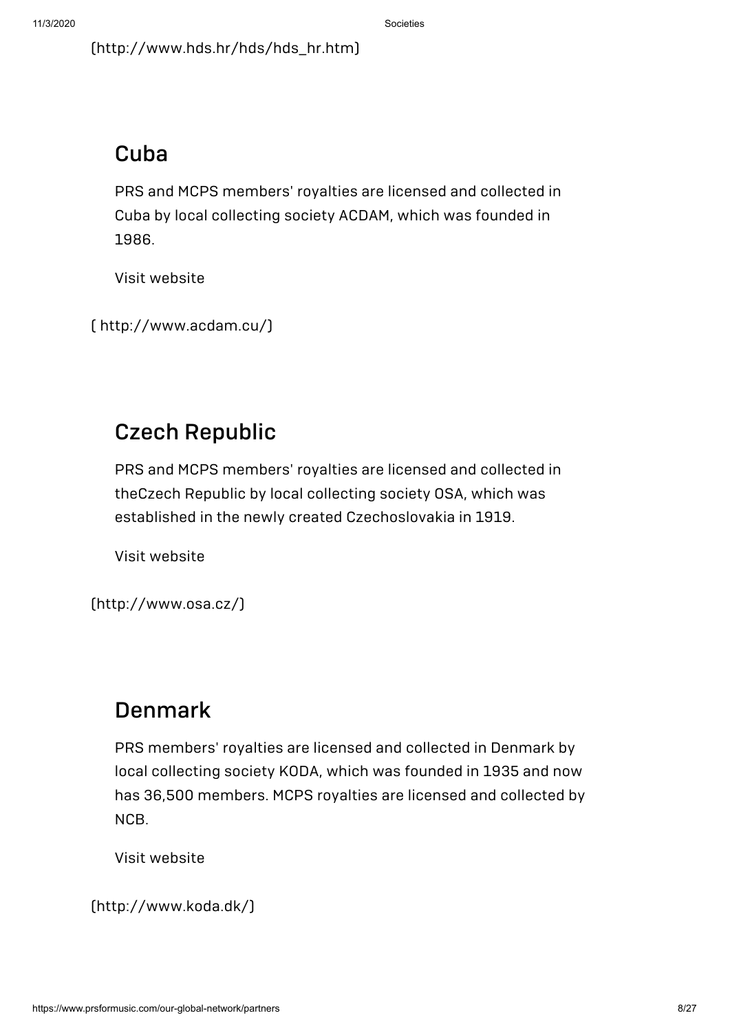(http://www.hds.hr/hds/hds_hr.htm)

## Cuba

PRS and MCPS members' royalties are licensed and collected in Cuba by local collecting society ACDAM, which was founded in 1986.

Visit website

( http://www.acdam.cu/)

## Czech Republic

PRS and MCPS members' royalties are licensed and collected in theCzech Republic by local collecting society OSA, which was established in the newly created Czechoslovakia in 1919.

Visit website

(http://www.osa.cz/)

## Denmark

PRS members' royalties are licensed and collected in Denmark by local collecting society KODA, which was founded in 1935 and now has 36,500 members. MCPS royalties are licensed and collected by NCB.

Visit website

(http://www.koda.dk/)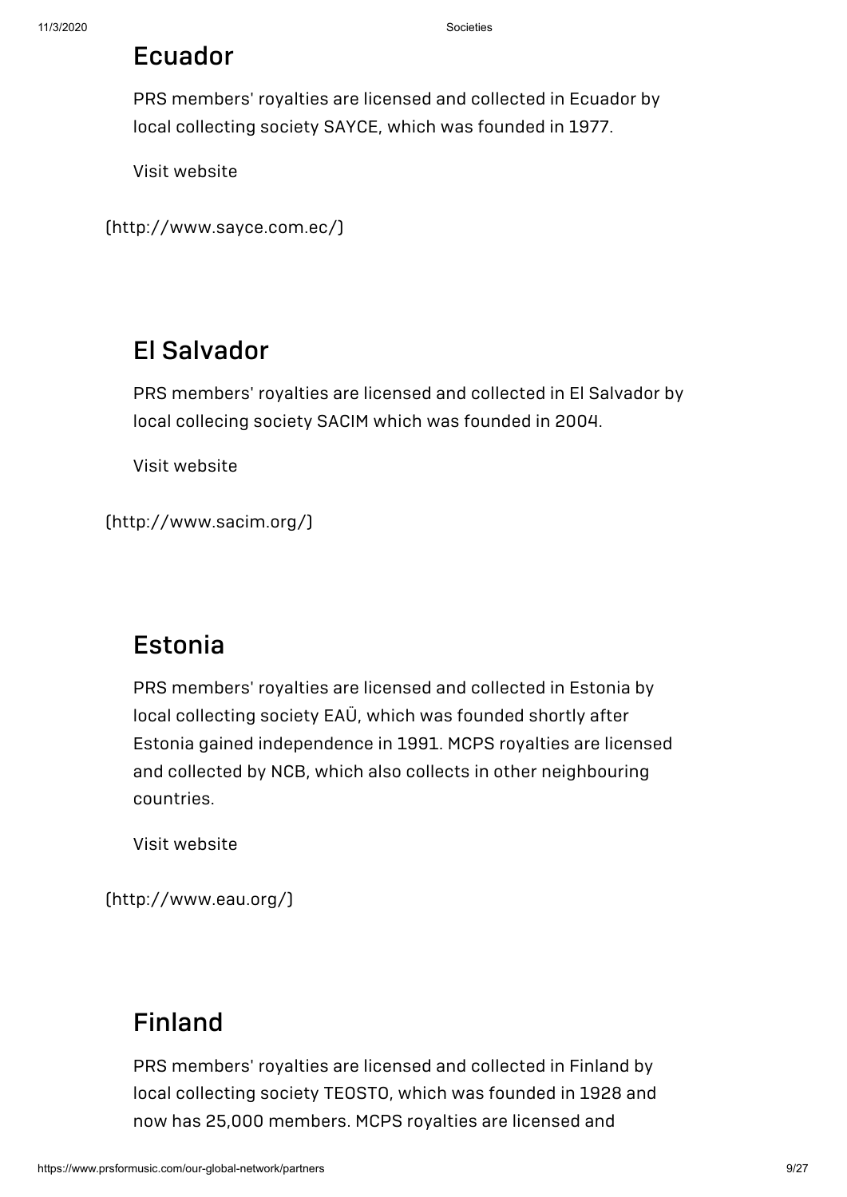## Ecuador

PRS members' royalties are licensed and collected in Ecuador by local collecting society SAYCE, which was founded in 1977.

Visit website

(http://www.sayce.com.ec/)

## El Salvador

PRS members' royalties are licensed and collected in El Salvador by local collecing society SACIM which was founded in 2004.

Visit website

(http://www.sacim.org/)

## Estonia

PRS members' royalties are licensed and collected in Estonia by local collecting society EAÜ, which was founded shortly after Estonia gained independence in 1991. MCPS royalties are licensed and collected by NCB, which also collects in other neighbouring countries.

Visit website

(http://www.eau.org/)

## Finland

PRS members' royalties are licensed and collected in Finland by local collecting society TEOSTO, which was founded in 1928 and now has 25,000 members. MCPS royalties are licensed and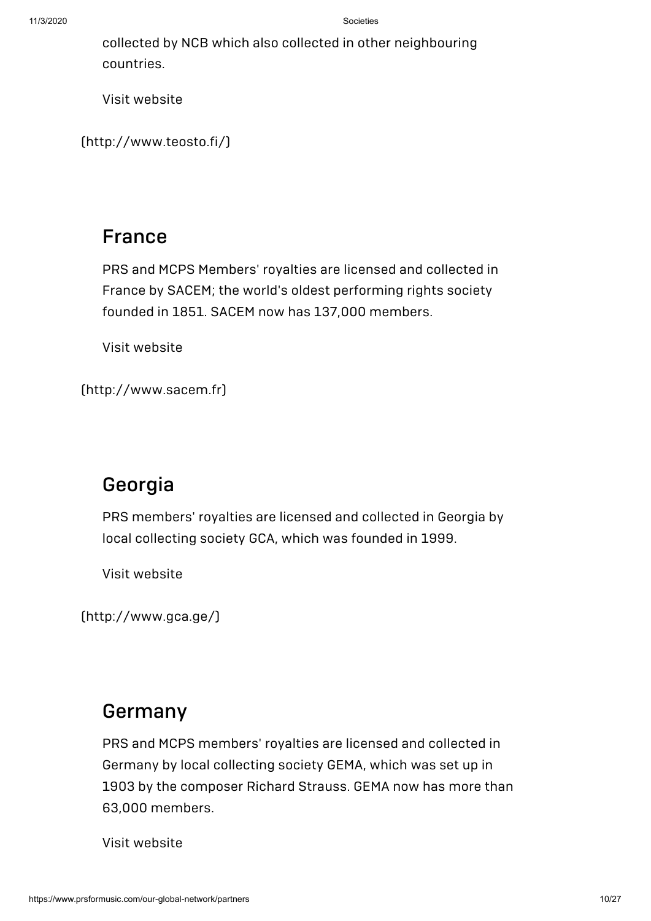collected by NCB which also collected in other neighbouring countries.

Visit website

(http://www.teosto.fi/)

## France

PRS and MCPS Members' royalties are licensed and collected in France by SACEM; the world's oldest performing rights society founded in 1851. SACEM now has 137,000 members.

Visit website

(http://www.sacem.fr)

## Georgia

PRS members' royalties are licensed and collected in Georgia by local collecting society GCA, which was founded in 1999.

Visit website

(http://www.gca.ge/)

## Germany

PRS and MCPS members' royalties are licensed and collected in Germany by local collecting society GEMA, which was set up in 1903 by the composer Richard Strauss. GEMA now has more than 63,000 members.

Visit website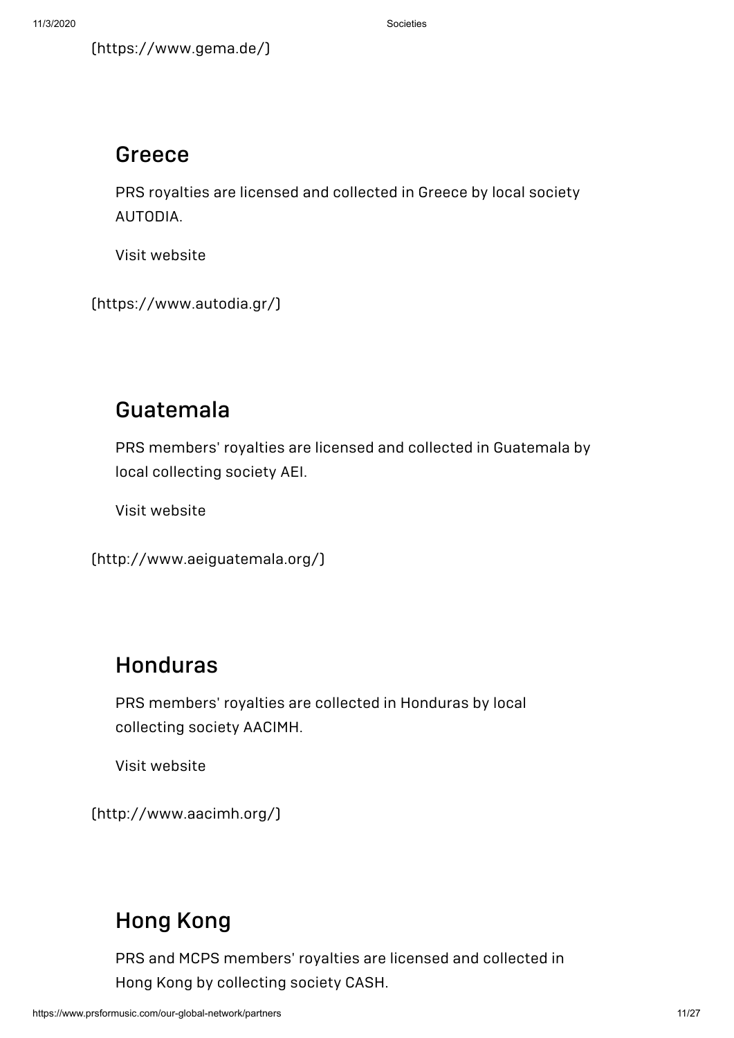(https://www.gema.de/)

## Greece

PRS royalties are licensed and collected in Greece by local society AUTODIA.

Visit website

(https://www.autodia.gr/)

## Guatemala

PRS members' royalties are licensed and collected in Guatemala by local collecting society AEI.

Visit website

(http://www.aeiguatemala.org/)

## Honduras

PRS members' royalties are collected in Honduras by local collecting society AACIMH.

Visit website

(http://www.aacimh.org/)

## Hong Kong

PRS and MCPS members' royalties are licensed and collected in Hong Kong by collecting society CASH.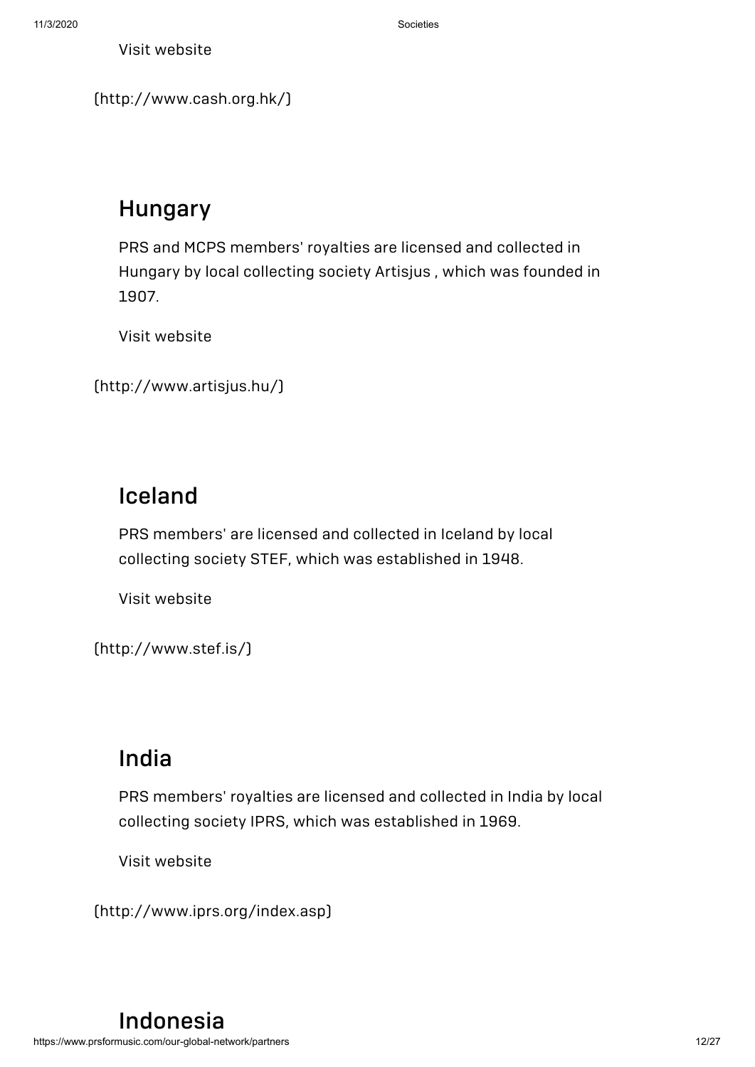Visit website

(http://www.cash.org.hk/)

## Hungary

PRS and MCPS members' royalties are licensed and collected in Hungary by local collecting society Artisjus , which was founded in 1907.

Visit website

(http://www.artisjus.hu/)

## Iceland

PRS members' are licensed and collected in Iceland by local collecting society STEF, which was established in 1948.

Visit website

(http://www.stef.is/)

## India

PRS members' royalties are licensed and collected in India by local collecting society IPRS, which was established in 1969.

Visit website

(http://www.iprs.org/index.asp)

## Indonesia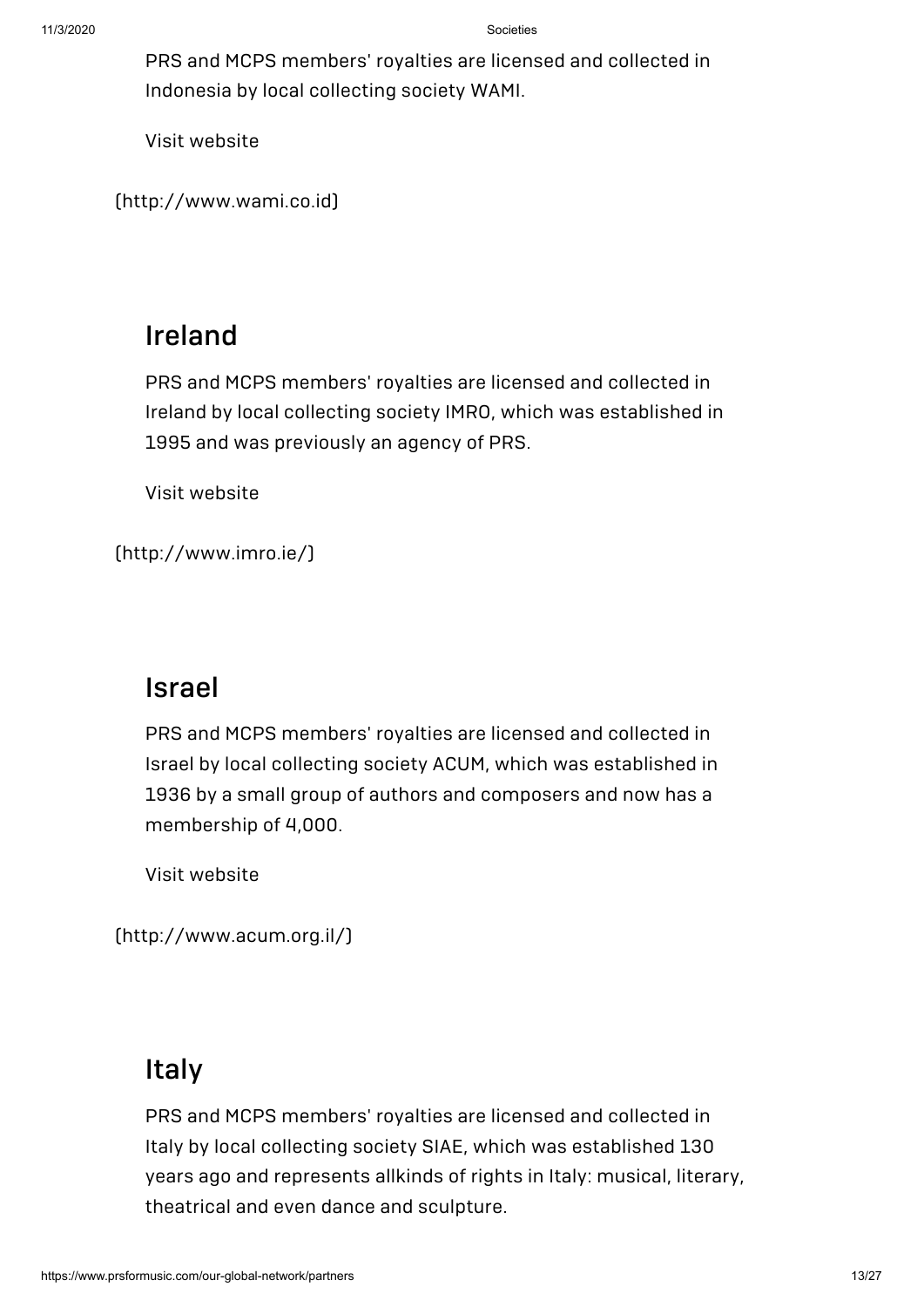PRS and MCPS members' royalties are licensed and collected in Indonesia by local collecting society WAMI.

Visit website

(http://www.wami.co.id)

## Ireland

PRS and MCPS members' royalties are licensed and collected in Ireland by local collecting society IMRO, which was established in 1995 and was previously an agency of PRS.

Visit website

(http://www.imro.ie/)

## Israel

PRS and MCPS members' royalties are licensed and collected in Israel by local collecting society ACUM, which was established in 1936 by a small group of authors and composers and now has a membership of 4,000.

Visit website

(http://www.acum.org.il/)

## Italy

PRS and MCPS members' royalties are licensed and collected in Italy by local collecting society SIAE, which was established 130 years ago and represents allkinds of rights in Italy: musical, literary, theatrical and even dance and sculpture.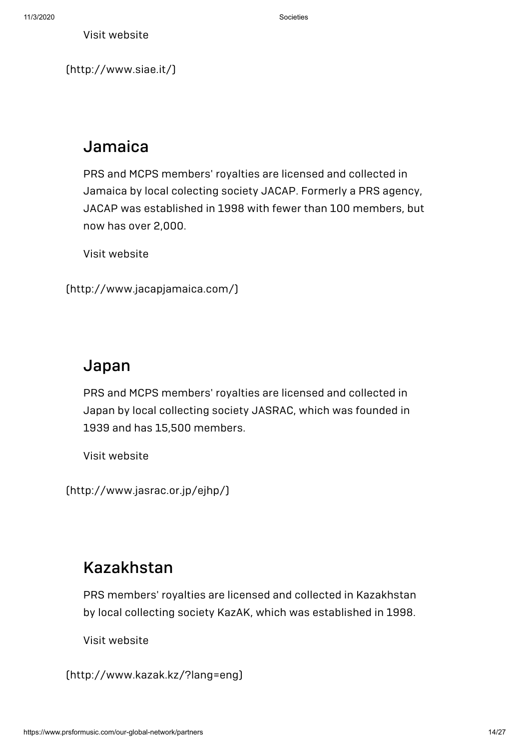Visit website

(http://www.siae.it/)

## Jamaica

PRS and MCPS members' royalties are licensed and collected in Jamaica by local colecting society JACAP. Formerly a PRS agency, JACAP was established in 1998 with fewer than 100 members, but now has over 2,000.

Visit website

(http://www.jacapjamaica.com/)

## Japan

PRS and MCPS members' royalties are licensed and collected in Japan by local collecting society JASRAC, which was founded in 1939 and has 15,500 members.

Visit website

(http://www.jasrac.or.jp/ejhp/)

## Kazakhstan

PRS members' royalties are licensed and collected in Kazakhstan by local collecting society KazAK, which was established in 1998.

Visit website

(http://www.kazak.kz/?lang=eng)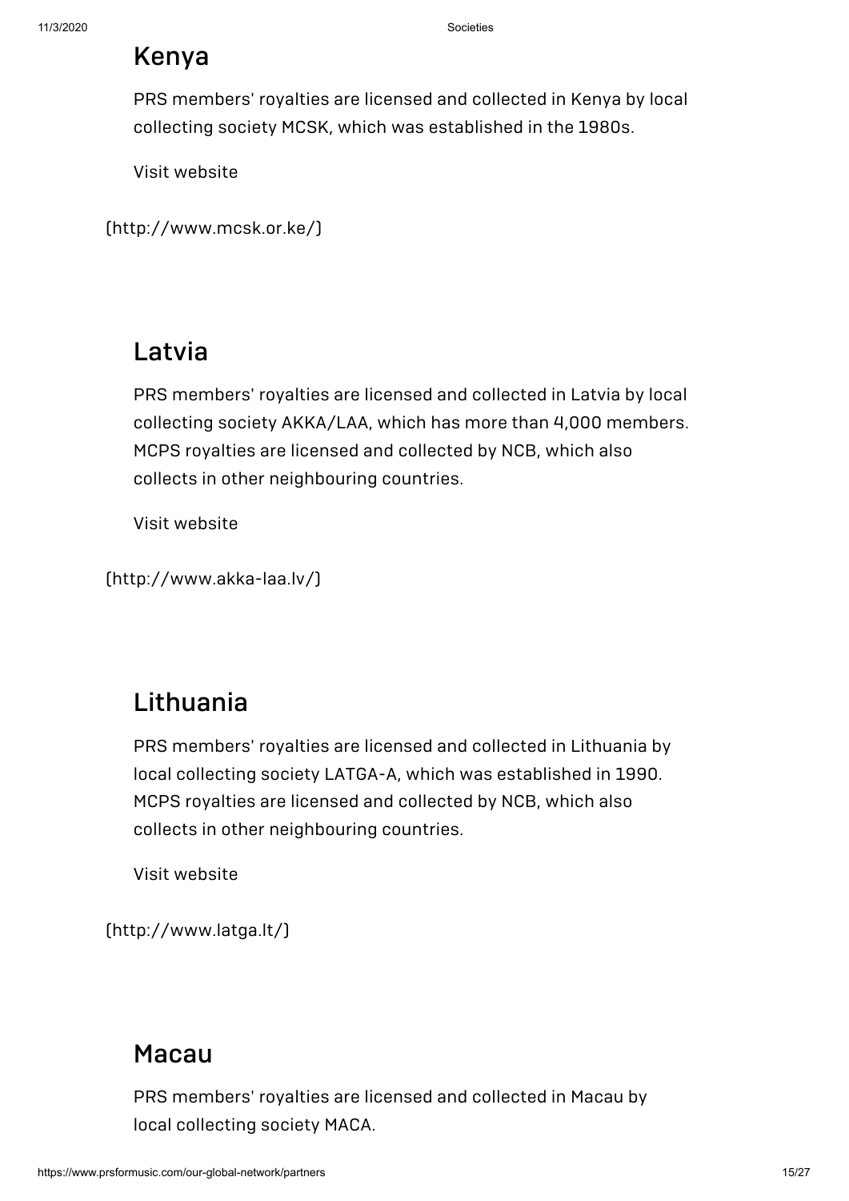## Kenya

PRS members' royalties are licensed and collected in Kenya by local collecting society MCSK, which was established in the 1980s.

Visit website

(http://www.mcsk.or.ke/)

## Latvia

PRS members' royalties are licensed and collected in Latvia by local collecting society AKKA/LAA, which has more than 4,000 members. MCPS royalties are licensed and collected by NCB, which also collects in other neighbouring countries.

Visit website

(http://www.akka-laa.lv/)

## Lithuania

PRS members' royalties are licensed and collected in Lithuania by local collecting society LATGA-A, which was established in 1990. MCPS royalties are licensed and collected by NCB, which also collects in other neighbouring countries.

Visit website

(http://www.latga.lt/)

## Macau

PRS members' royalties are licensed and collected in Macau by local collecting society MACA.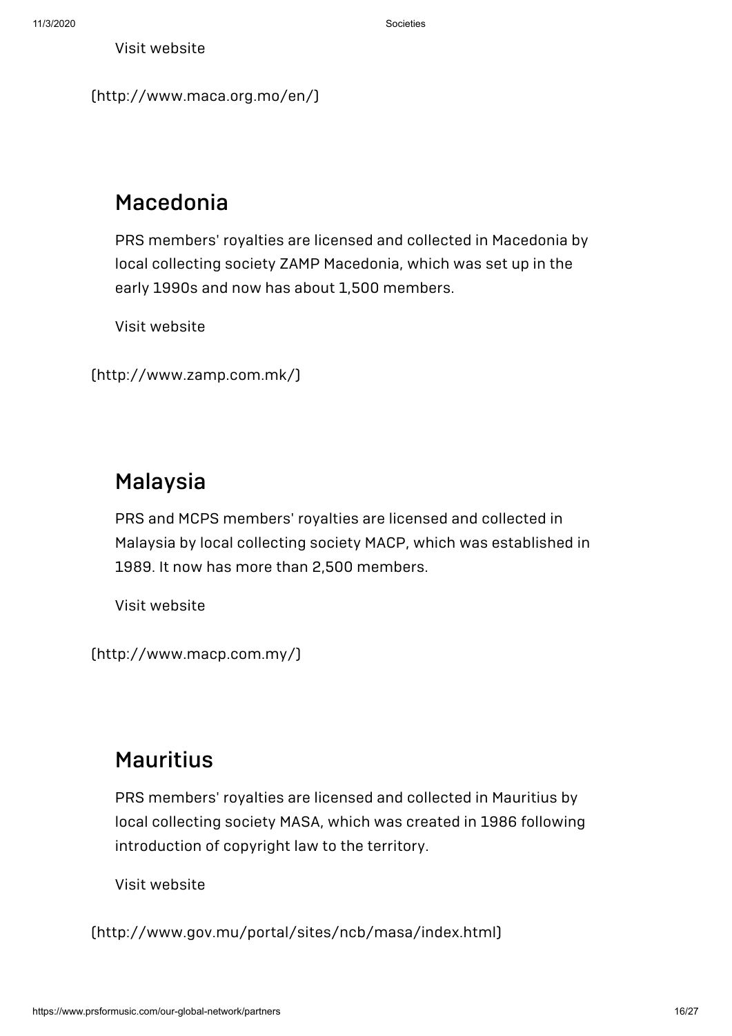Visit website

(http://www.maca.org.mo/en/)

## Macedonia

PRS members' royalties are licensed and collected in Macedonia by local collecting society ZAMP Macedonia, which was set up in the early 1990s and now has about 1,500 members.

Visit website

(http://www.zamp.com.mk/)

## Malaysia

PRS and MCPS members' royalties are licensed and collected in Malaysia by local collecting society MACP, which was established in 1989. It now has more than 2,500 members.

Visit website

(http://www.macp.com.my/)

## Mauritius

PRS members' royalties are licensed and collected in Mauritius by local collecting society MASA, which was created in 1986 following introduction of copyright law to the territory.

Visit website

(http://www.gov.mu/portal/sites/ncb/masa/index.html)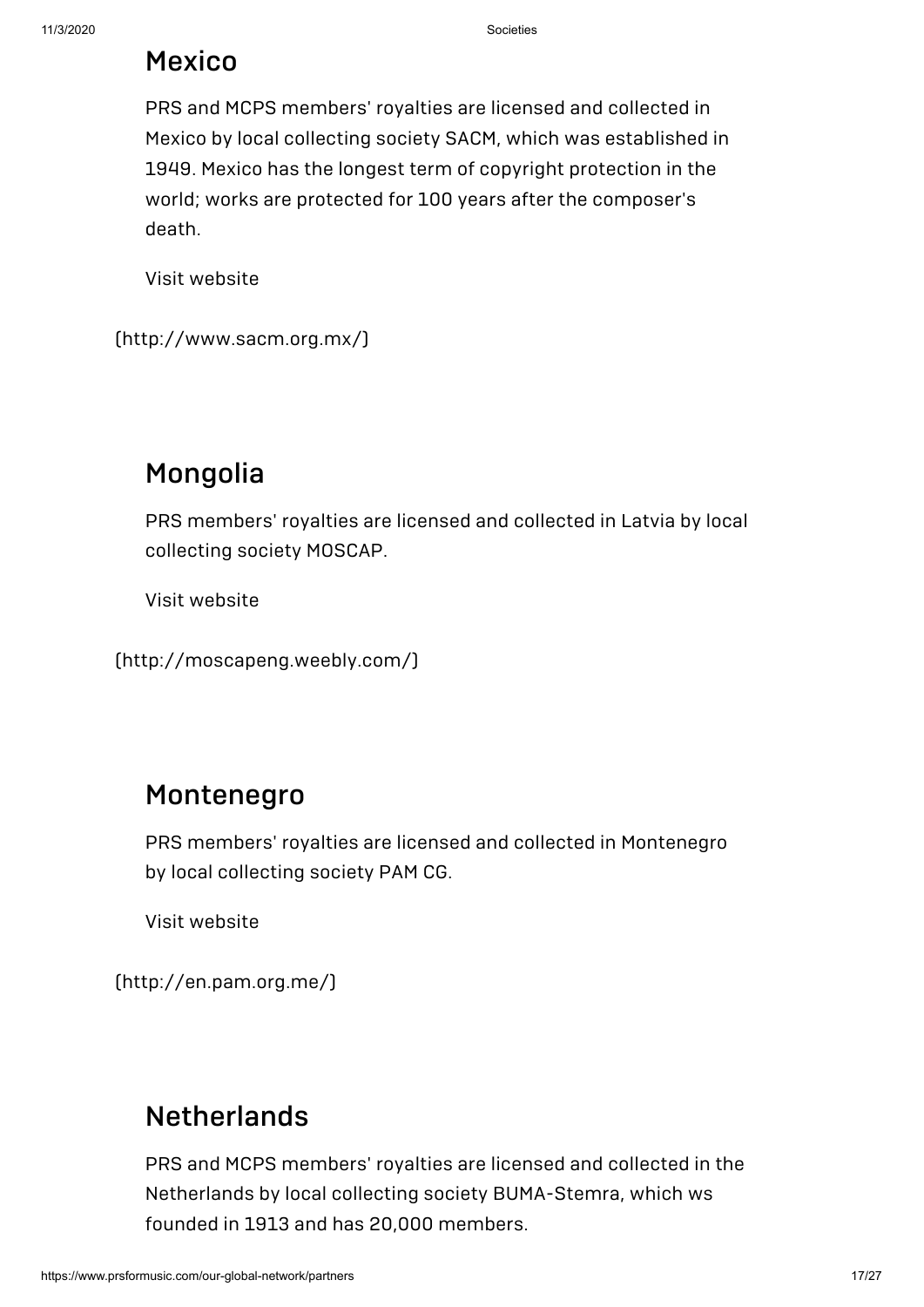## Mexico

PRS and MCPS members' royalties are licensed and collected in Mexico by local collecting society SACM, which was established in 1949. Mexico has the longest term of copyright protection in the world; works are protected for 100 years after the composer's death.

Visit website

(http://www.sacm.org.mx/)

## Mongolia

PRS members' royalties are licensed and collected in Latvia by local collecting society MOSCAP.

Visit website

(http://moscapeng.weebly.com/)

## Montenegro

PRS members' royalties are licensed and collected in Montenegro by local collecting society PAM CG.

Visit website

(http://en.pam.org.me/)

## Netherlands

PRS and MCPS members' royalties are licensed and collected in the Netherlands by local collecting society BUMA-Stemra, which ws founded in 1913 and has 20,000 members.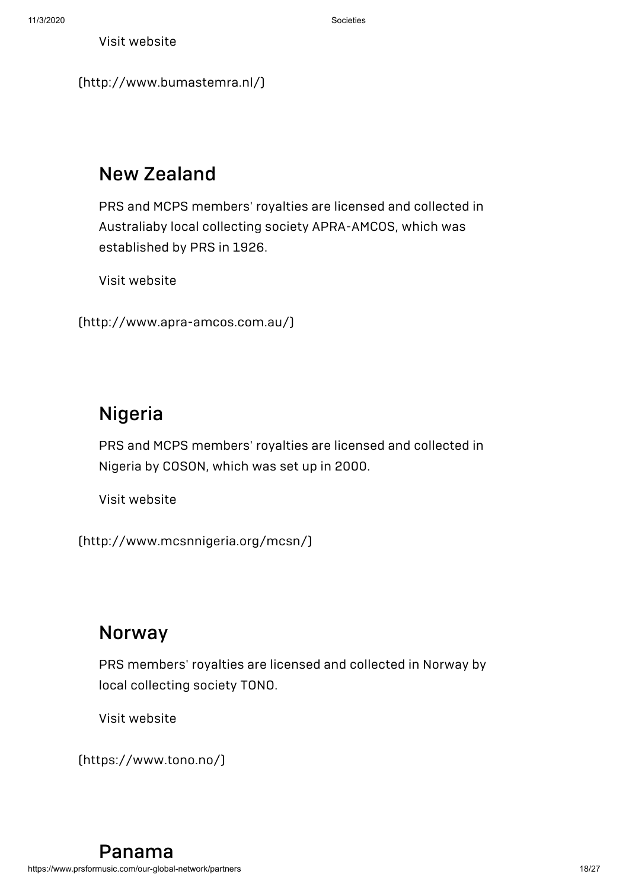Visit website

(http://www.bumastemra.nl/)

## New Zealand

PRS and MCPS members' royalties are licensed and collected in Australiaby local collecting society APRA-AMCOS, which was established by PRS in 1926.

Visit website

(http://www.apra-amcos.com.au/)

## Nigeria

PRS and MCPS members' royalties are licensed and collected in Nigeria by COSON, which was set up in 2000.

Visit website

(http://www.mcsnnigeria.org/mcsn/)

## Norway

PRS members' royalties are licensed and collected in Norway by local collecting society TONO.

Visit website

(https://www.tono.no/)

## Panama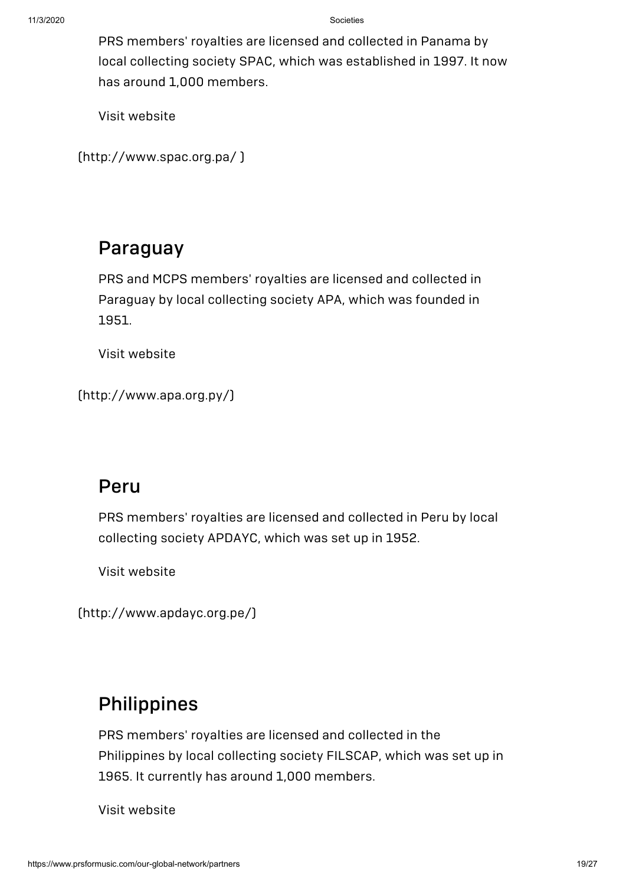PRS members' royalties are licensed and collected in Panama by local collecting society SPAC, which was established in 1997. It now has around 1,000 members.

Visit website

(http://www.spac.org.pa/ )

## Paraguay

PRS and MCPS members' royalties are licensed and collected in Paraguay by local collecting society APA, which was founded in 1951.

Visit website

(http://www.apa.org.py/)

## Peru

PRS members' royalties are licensed and collected in Peru by local collecting society APDAYC, which was set up in 1952.

Visit website

(http://www.apdayc.org.pe/)

## Philippines

PRS members' royalties are licensed and collected in the Philippines by local collecting society FILSCAP, which was set up in 1965. It currently has around 1,000 members.

Visit website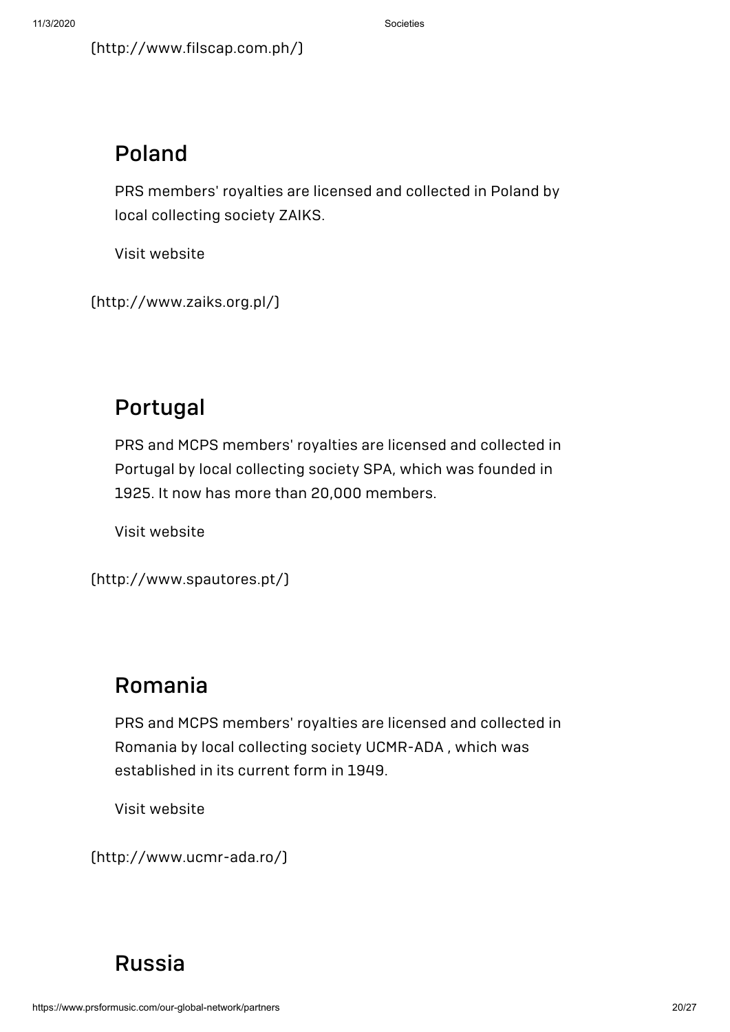(http://www.filscap.com.ph/)

## Poland

PRS members' royalties are licensed and collected in Poland by local collecting society ZAIKS.

Visit website

(http://www.zaiks.org.pl/)

## Portugal

PRS and MCPS members' royalties are licensed and collected in Portugal by local collecting society SPA, which was founded in 1925. It now has more than 20,000 members.

Visit website

(http://www.spautores.pt/)

## Romania

PRS and MCPS members' royalties are licensed and collected in Romania by local collecting society UCMR-ADA , which was established in its current form in 1949.

Visit website

(http://www.ucmr-ada.ro/)

## Russia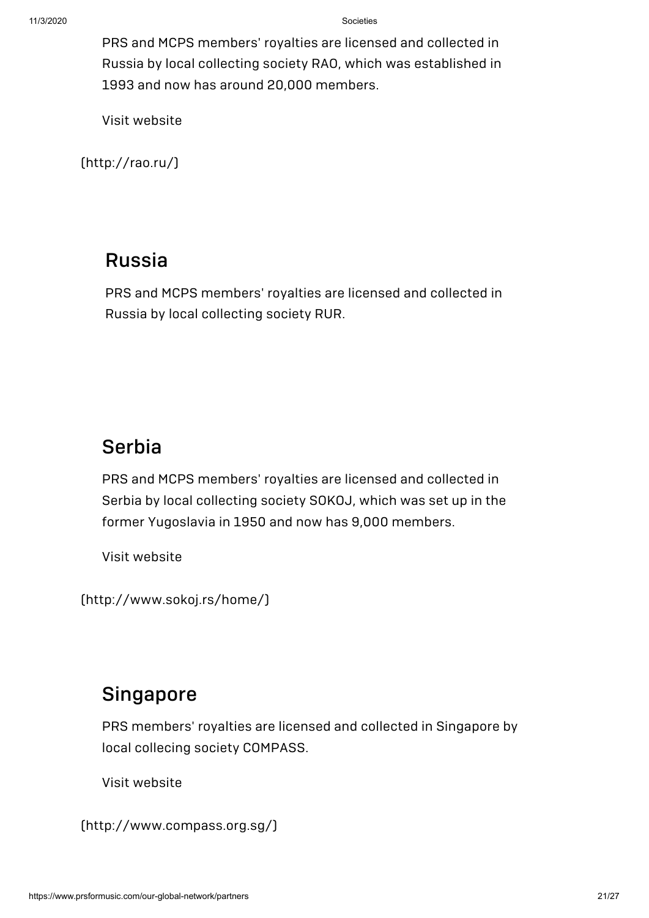PRS and MCPS members' royalties are licensed and collected in Russia by local collecting society RAO, which was established in 1993 and now has around 20,000 members.

Visit website

(http://rao.ru/)

## Russia

PRS and MCPS members' royalties are licensed and collected in Russia by local collecting society RUR.

## Serbia

PRS and MCPS members' royalties are licensed and collected in Serbia by local collecting society SOKOJ, which was set up in the former Yugoslavia in 1950 and now has 9,000 members.

Visit website

(http://www.sokoj.rs/home/)

## Singapore

PRS members' royalties are licensed and collected in Singapore by local collecing society COMPASS.

Visit website

(http://www.compass.org.sg/)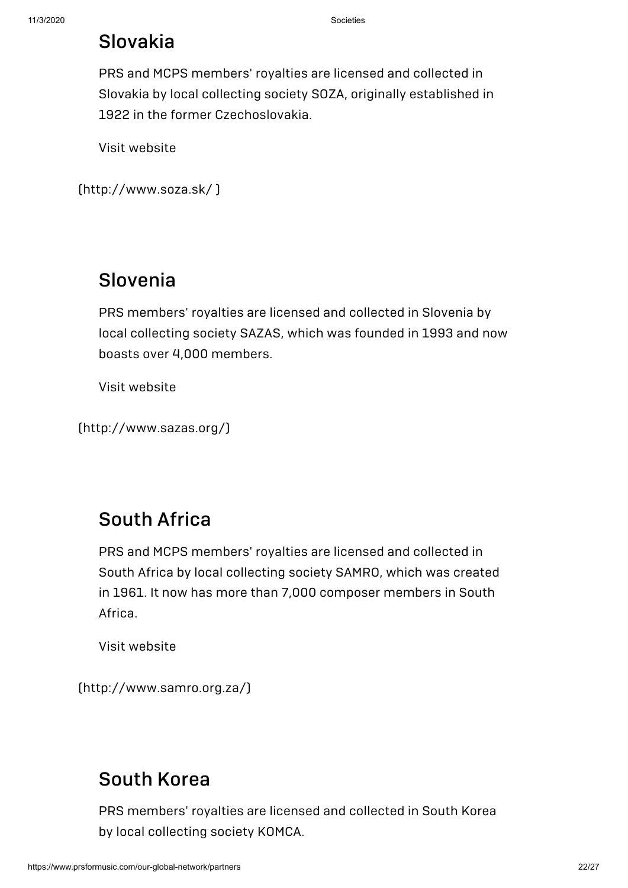## Slovakia

PRS and MCPS members' royalties are licensed and collected in Slovakia by local collecting society SOZA, originally established in 1922 in the former Czechoslovakia.

Visit website

(http://www.soza.sk/ )

## Slovenia

PRS members' royalties are licensed and collected in Slovenia by local collecting society SAZAS, which was founded in 1993 and now boasts over 4,000 members.

Visit website

(http://www.sazas.org/)

## South Africa

PRS and MCPS members' royalties are licensed and collected in South Africa by local collecting society SAMRO, which was created in 1961. It now has more than 7,000 composer members in South Africa.

Visit website

(http://www.samro.org.za/)

## South Korea

PRS members' royalties are licensed and collected in South Korea by local collecting society KOMCA.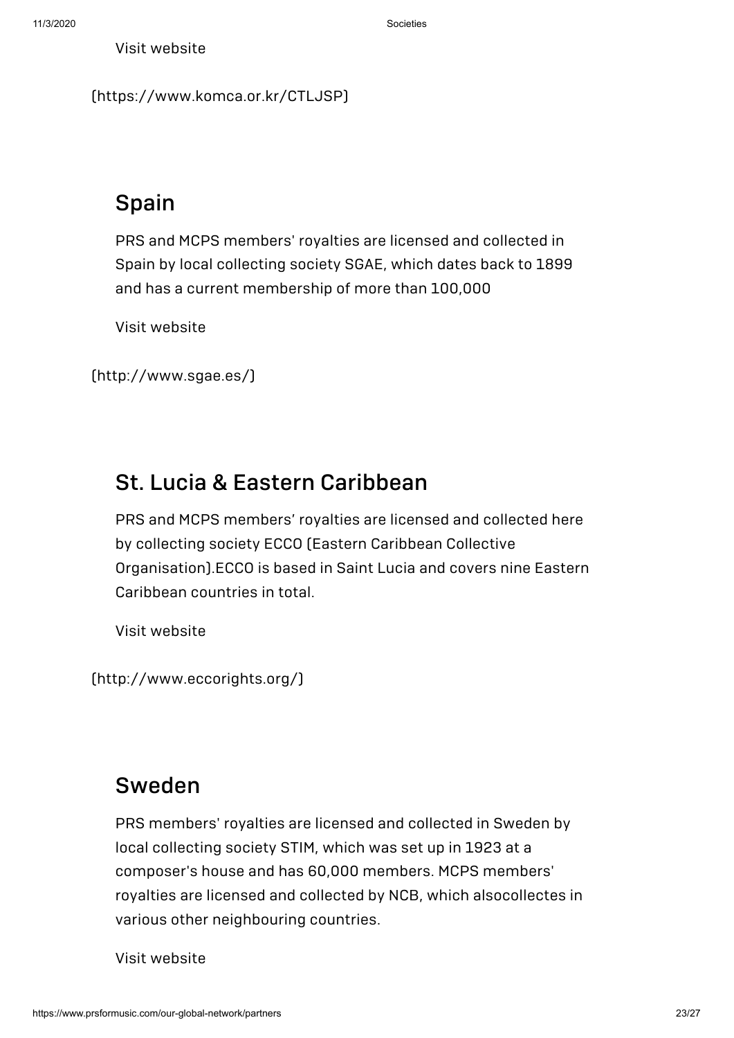Visit website

(https://www.komca.or.kr/CTLJSP)

## Spain

PRS and MCPS members' royalties are licensed and collected in Spain by local collecting society SGAE, which dates back to 1899 and has a current membership of more than 100,000

Visit website

(http://www.sgae.es/)

## St. Lucia & Eastern Caribbean

PRS and MCPS members' royalties are licensed and collected here by collecting society ECCO (Eastern Caribbean Collective Organisation).ECCO is based in Saint Lucia and covers nine Eastern Caribbean countries in total.

Visit website

(http://www.eccorights.org/)

## Sweden

PRS members' royalties are licensed and collected in Sweden by local collecting society STIM, which was set up in 1923 at a composer's house and has 60,000 members. MCPS members' royalties are licensed and collected by NCB, which alsocollectes in various other neighbouring countries.

Visit website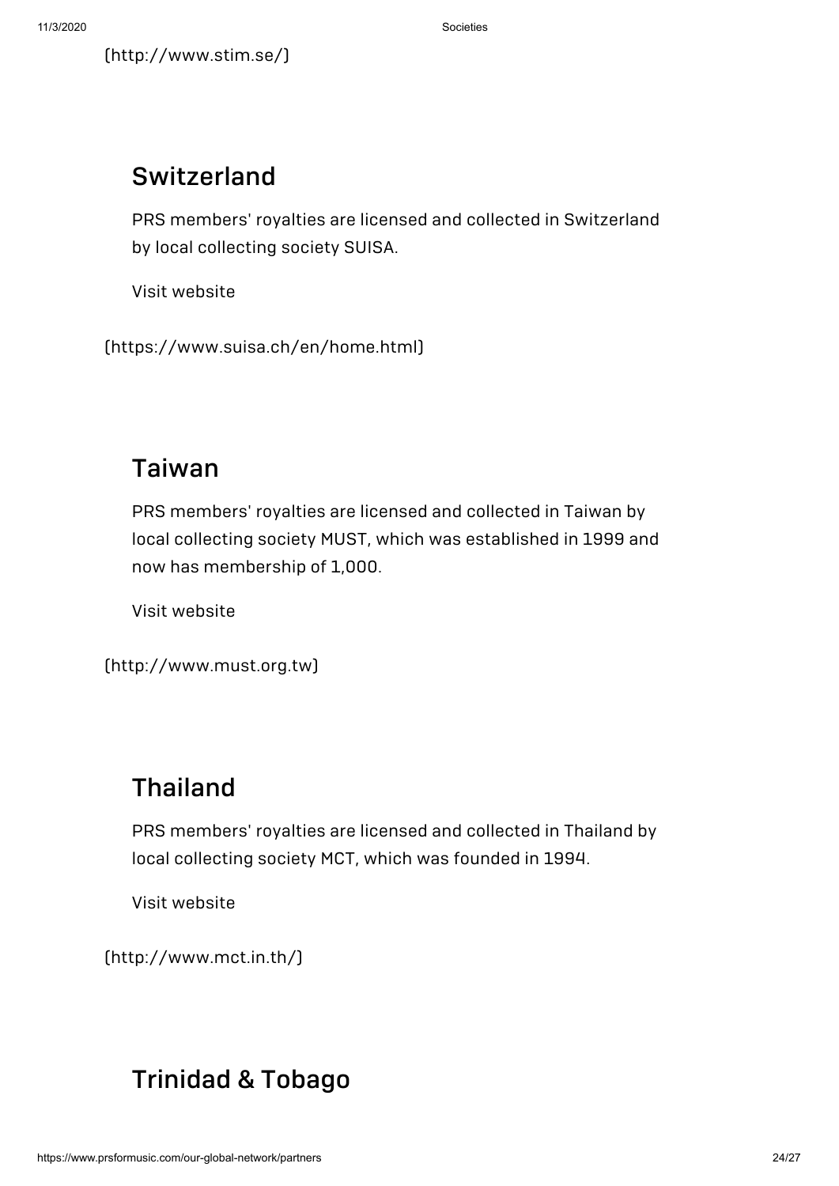(http://www.stim.se/)

## Switzerland

PRS members' royalties are licensed and collected in Switzerland by local collecting society SUISA.

Visit website

(https://www.suisa.ch/en/home.html)

## Taiwan

PRS members' royalties are licensed and collected in Taiwan by local collecting society MUST, which was established in 1999 and now has membership of 1,000.

Visit website

(http://www.must.org.tw)

## Thailand

PRS members' royalties are licensed and collected in Thailand by local collecting society MCT, which was founded in 1994.

Visit website

(http://www.mct.in.th/)

## Trinidad & Tobago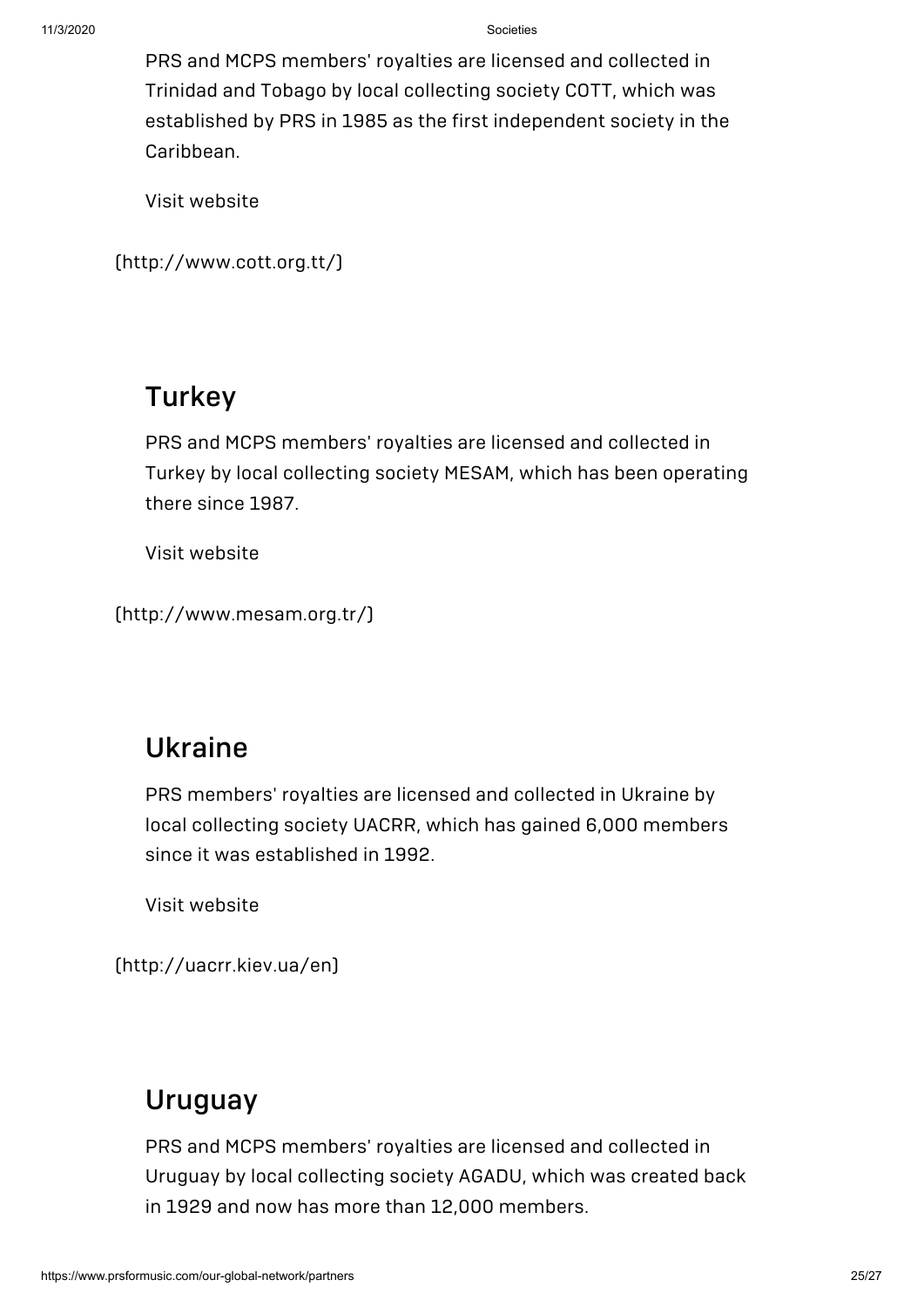PRS and MCPS members' royalties are licensed and collected in Trinidad and Tobago by local collecting society COTT, which was established by PRS in 1985 as the first independent society in the Caribbean.

Visit website

(http://www.cott.org.tt/)

## Turkey

PRS and MCPS members' royalties are licensed and collected in Turkey by local collecting society MESAM, which has been operating there since 1987.

Visit website

(http://www.mesam.org.tr/)

## Ukraine

PRS members' royalties are licensed and collected in Ukraine by local collecting society UACRR, which has gained 6,000 members since it was established in 1992.

Visit website

(http://uacrr.kiev.ua/en)

## Uruguay

PRS and MCPS members' royalties are licensed and collected in Uruguay by local collecting society AGADU, which was created back in 1929 and now has more than 12,000 members.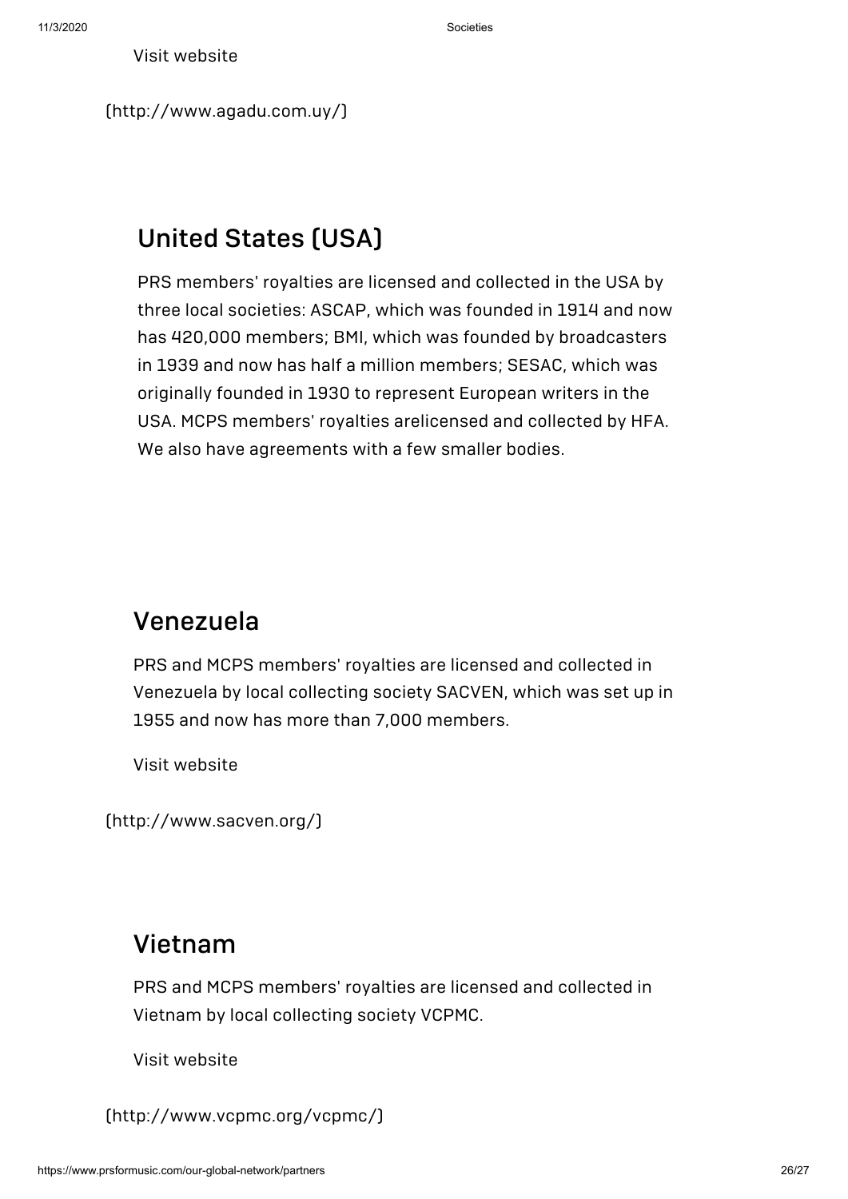Visit website

(http://www.agadu.com.uy/)

## United States (USA)

PRS members' royalties are licensed and collected in the USA by three local societies: ASCAP, which was founded in 1914 and now has 420,000 members; BMI, which was founded by broadcasters in 1939 and now has half a million members; SESAC, which was originally founded in 1930 to represent European writers in the USA. MCPS members' royalties arelicensed and collected by HFA. We also have agreements with a few smaller bodies.

## Venezuela

PRS and MCPS members' royalties are licensed and collected in Venezuela by local collecting society SACVEN, which was set up in 1955 and now has more than 7,000 members.

Visit website

(http://www.sacven.org/)

## Vietnam

PRS and MCPS members' royalties are licensed and collected in Vietnam by local collecting society VCPMC.

Visit website

(http://www.vcpmc.org/vcpmc/)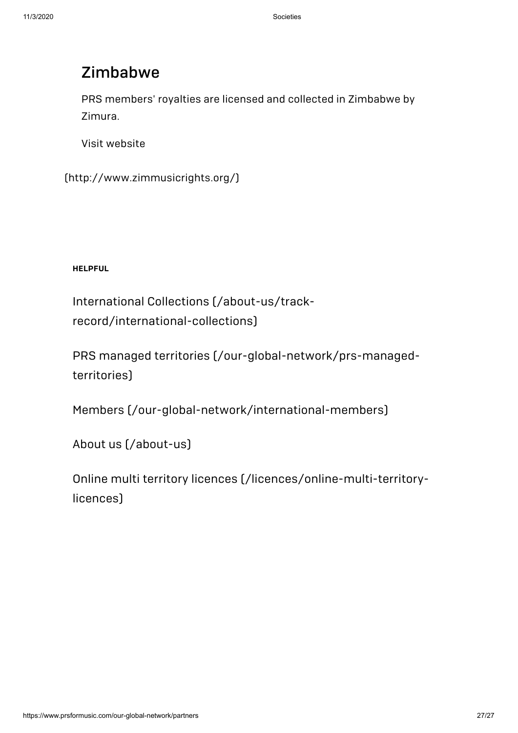## Zimbabwe

PRS members' royalties are licensed and collected in Zimbabwe by Zimura.

Visit website

(http://www.zimmusicrights.org/)

**HELPFUL**

International Collections (/about-us/track-record/international-collections)

PRS managed territories (/our-global-network/prs-managed-territories)

Members (/our-global-network/international-members)

About us (/about-us)

Online multi territory licences (/licences/online-multi-territory-licences)